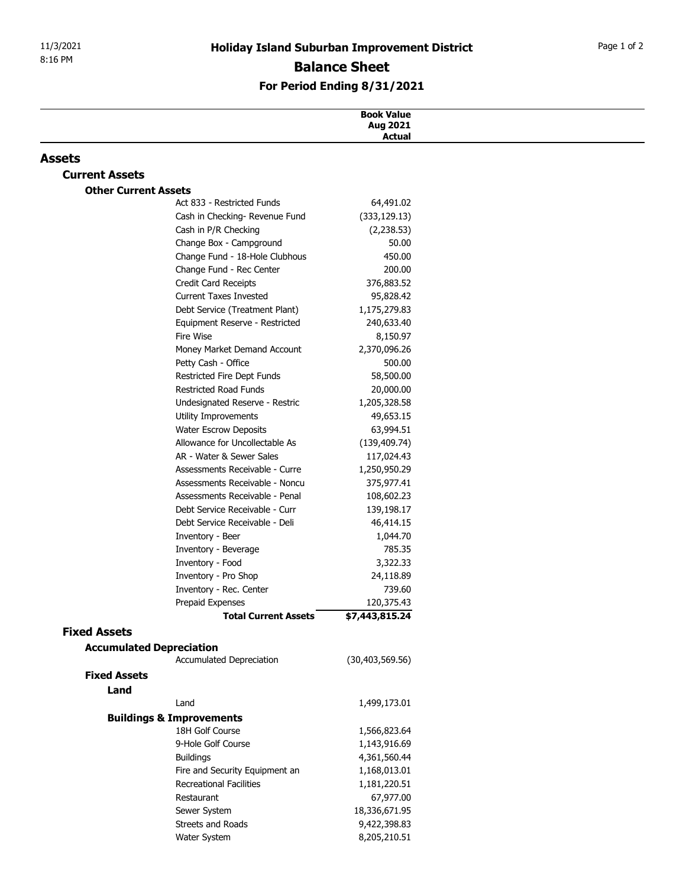# Holiday Island Suburban Improvement District

## Balance Sheet

### For Period Ending 8/31/2021

| | Book Value Aug 2021 Actual |
|---|---|
| **Assets** | |
| **Current Assets** | |
| **Other Current Assets** | |
| Act 833 - Restricted Funds | 64,491.02 |
| Cash in Checking- Revenue Fund | (333,129.13) |
| Cash in P/R Checking | (2,238.53) |
| Change Box - Campground | 50.00 |
| Change Fund - 18-Hole Clubhous | 450.00 |
| Change Fund - Rec Center | 200.00 |
| Credit Card Receipts | 376,883.52 |
| Current Taxes Invested | 95,828.42 |
| Debt Service (Treatment Plant) | 1,175,279.83 |
| Equipment Reserve - Restricted | 240,633.40 |
| Fire Wise | 8,150.97 |
| Money Market Demand Account | 2,370,096.26 |
| Petty Cash - Office | 500.00 |
| Restricted Fire Dept Funds | 58,500.00 |
| Restricted Road Funds | 20,000.00 |
| Undesignated Reserve - Restric | 1,205,328.58 |
| Utility Improvements | 49,653.15 |
| Water Escrow Deposits | 63,994.51 |
| Allowance for Uncollectable As | (139,409.74) |
| AR - Water & Sewer Sales | 117,024.43 |
| Assessments Receivable - Curre | 1,250,950.29 |
| Assessments Receivable - Noncu | 375,977.41 |
| Assessments Receivable - Penal | 108,602.23 |
| Debt Service Receivable - Curr | 139,198.17 |
| Debt Service Receivable - Deli | 46,414.15 |
| Inventory - Beer | 1,044.70 |
| Inventory - Beverage | 785.35 |
| Inventory - Food | 3,322.33 |
| Inventory - Pro Shop | 24,118.89 |
| Inventory - Rec. Center | 739.60 |
| Prepaid Expenses | 120,375.43 |
| **Total Current Assets** | **$7,443,815.24** |
| **Fixed Assets** | |
| **Accumulated Depreciation** | |
| Accumulated Depreciation | (30,403,569.56) |
| **Fixed Assets** | |
| **Land** | |
| Land | 1,499,173.01 |
| **Buildings & Improvements** | |
| 18H Golf Course | 1,566,823.64 |
| 9-Hole Golf Course | 1,143,916.69 |
| Buildings | 4,361,560.44 |
| Fire and Security Equipment an | 1,168,013.01 |
| Recreational Facilities | 1,181,220.51 |
| Restaurant | 67,977.00 |
| Sewer System | 18,336,671.95 |
| Streets and Roads | 9,422,398.83 |
| Water System | 8,205,210.51 |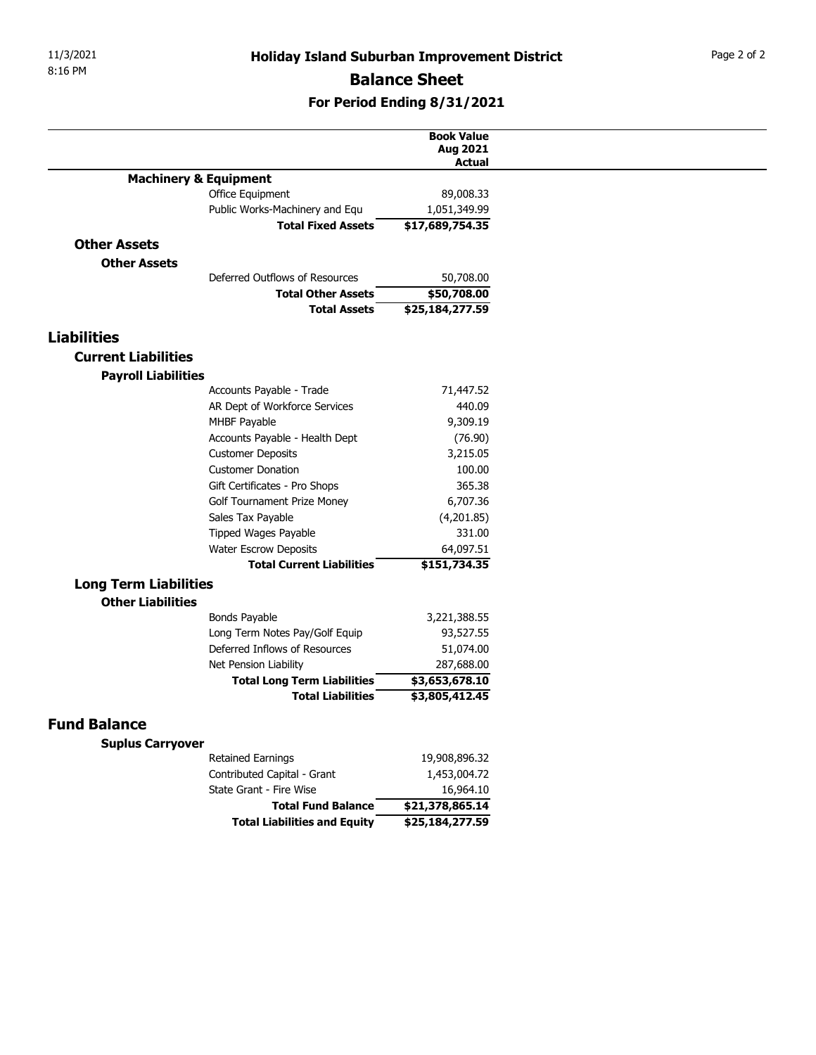# Holiday Island Suburban Improvement District

## Balance Sheet

### For Period Ending 8/31/2021

| | | Book Value Aug 2021 Actual |
|---|---|---|
| **Machinery & Equipment** | | |
| | Office Equipment | 89,008.33 |
| | Public Works-Machinery and Equ | 1,051,349.99 |
| | **Total Fixed Assets** | **$17,689,754.35** |
| **Other Assets** | | |
| **Other Assets** | | |
| | Deferred Outflows of Resources | 50,708.00 |
| | **Total Other Assets** | **$50,708.00** |
| | **Total Assets** | **$25,184,277.59** |
| **Liabilities** | | |
| **Current Liabilities** | | |
| **Payroll Liabilities** | | |
| | Accounts Payable - Trade | 71,447.52 |
| | AR Dept of Workforce Services | 440.09 |
| | MHBF Payable | 9,309.19 |
| | Accounts Payable - Health Dept | (76.90) |
| | Customer Deposits | 3,215.05 |
| | Customer Donation | 100.00 |
| | Gift Certificates - Pro Shops | 365.38 |
| | Golf Tournament Prize Money | 6,707.36 |
| | Sales Tax Payable | (4,201.85) |
| | Tipped Wages Payable | 331.00 |
| | Water Escrow Deposits | 64,097.51 |
| | **Total Current Liabilities** | **$151,734.35** |
| **Long Term Liabilities** | | |
| **Other Liabilities** | | |
| | Bonds Payable | 3,221,388.55 |
| | Long Term Notes Pay/Golf Equip | 93,527.55 |
| | Deferred Inflows of Resources | 51,074.00 |
| | Net Pension Liability | 287,688.00 |
| | **Total Long Term Liabilities** | **$3,653,678.10** |
| | **Total Liabilities** | **$3,805,412.45** |
| **Fund Balance** | | |
| **Suplus Carryover** | | |
| | Retained Earnings | 19,908,896.32 |
| | Contributed Capital - Grant | 1,453,004.72 |
| | State Grant - Fire Wise | 16,964.10 |
| | **Total Fund Balance** | **$21,378,865.14** |
| | **Total Liabilities and Equity** | **$25,184,277.59** |